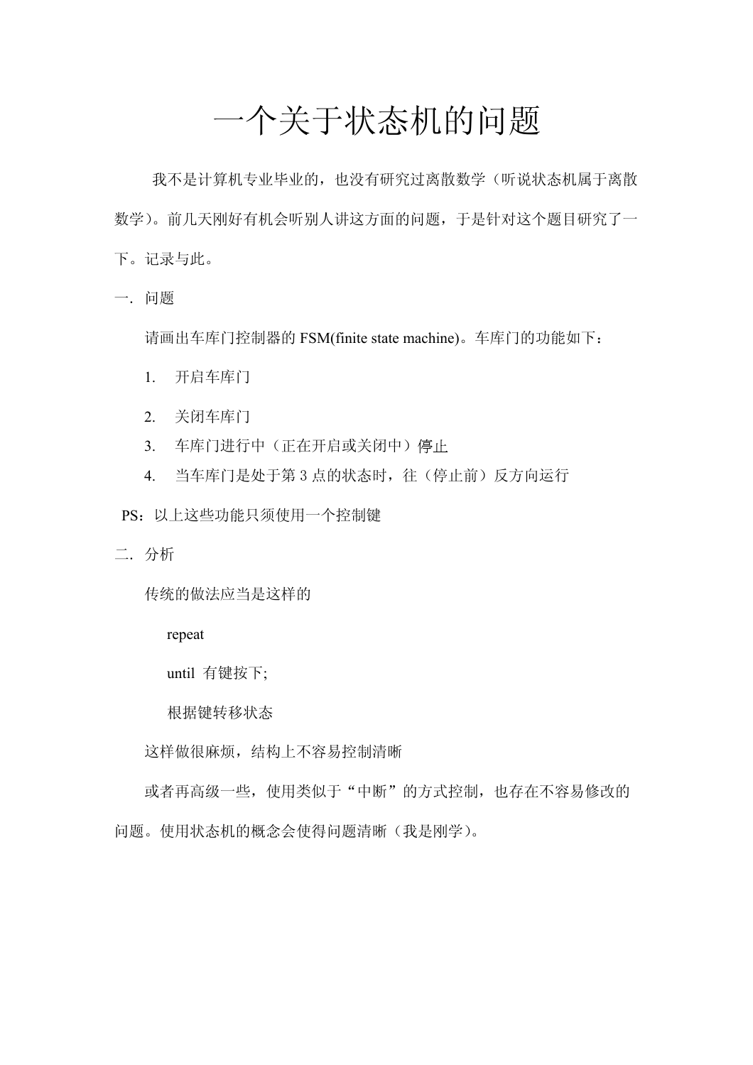# 一个关于状态机的问题

我不是计算机专业毕业的，也没有研究过离散数学（听说状态机属于离散数学）。前几天刚好有机会听别人讲这方面的问题，于是针对这个题目研究了一下。记录与此。

## 一．问题

请画出车库门控制器的FSM(finite state machine)。车库门的功能如下：

1. 开启车库门
2. 关闭车库门
3. 车库门进行中（正在开启或关闭中）停止
4. 当车库门是处于第3点的状态时，往（停止前）反方向运行

PS：以上这些功能只须使用一个控制键

## 二．分析

传统的做法应当是这样的

```
repeat
until  有键按下;
根据键转移状态
```

这样做很麻烦，结构上不容易控制清晰

或者再高级一些，使用类似于“中断”的方式控制，也存在不容易修改的问题。使用状态机的概念会使得问题清晰（我是刚学）。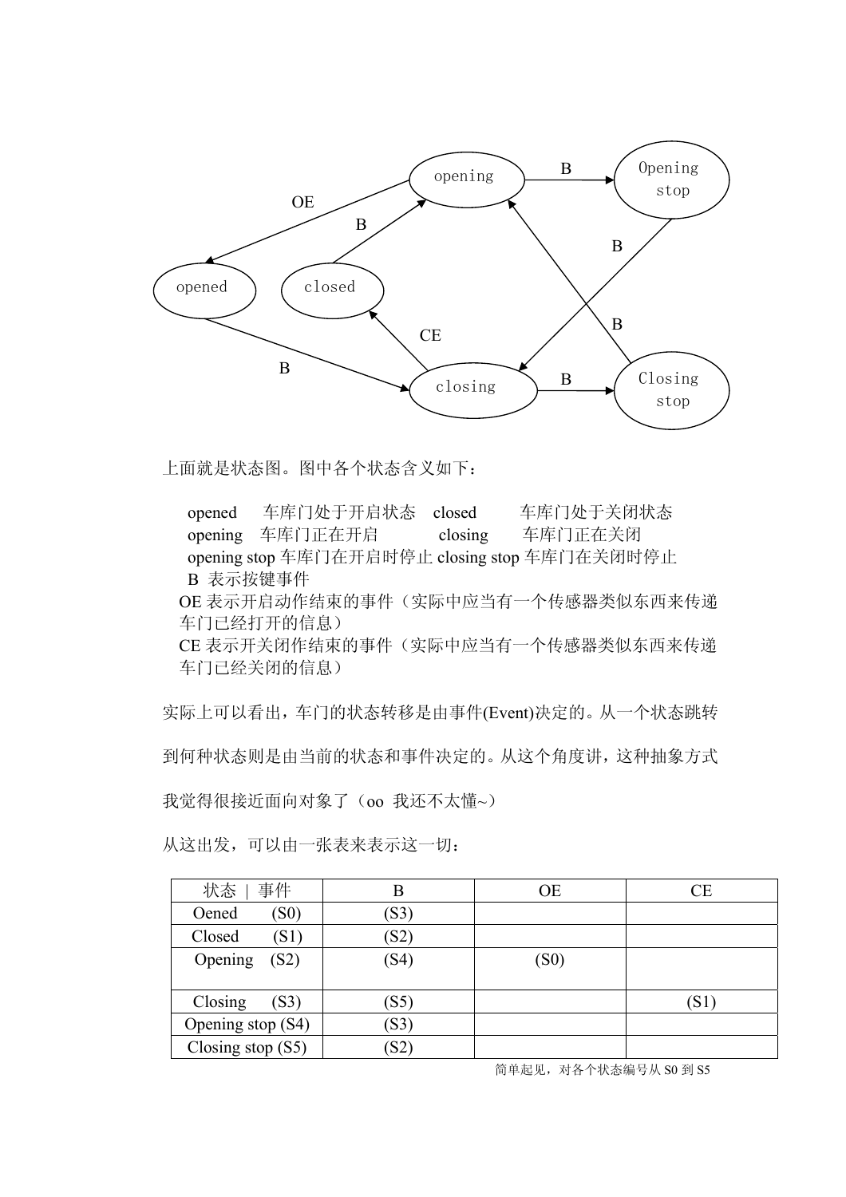上面就是状态图。图中各个状态含义如下：

opened　车库门处于开启状态　closed　车库门处于关闭状态
opening　车库门正在开启　closing　车库门正在关闭
opening stop 车库门在开启时停止 closing stop 车库门在关闭时停止
B 表示按键事件
OE 表示开启动作结束的事件（实际中应当有一个传感器类似东西来传递车门已经打开的信息）
CE 表示开关闭作结束的事件（实际中应当有一个传感器类似东西来传递车门已经关闭的信息）

实际上可以看出，车门的状态转移是由事件(Event)决定的。从一个状态跳转到何种状态则是由当前的状态和事件决定的。从这个角度讲，这种抽象方式我觉得很接近面向对象了（oo 我还不太懂~）

从这出发，可以由一张表来表示这一切：

| 状态 \| 事件 | B | OE | CE |
| --- | --- | --- | --- |
| Oened (S0) | (S3) | | |
| Closed (S1) | (S2) | | |
| Opening (S2) | (S4) | (S0) | |
| Closing (S3) | (S5) | | (S1) |
| Opening stop (S4) | (S3) | | |
| Closing stop (S5) | (S2) | | |

简单起见，对各个状态编号从 S0 到 S5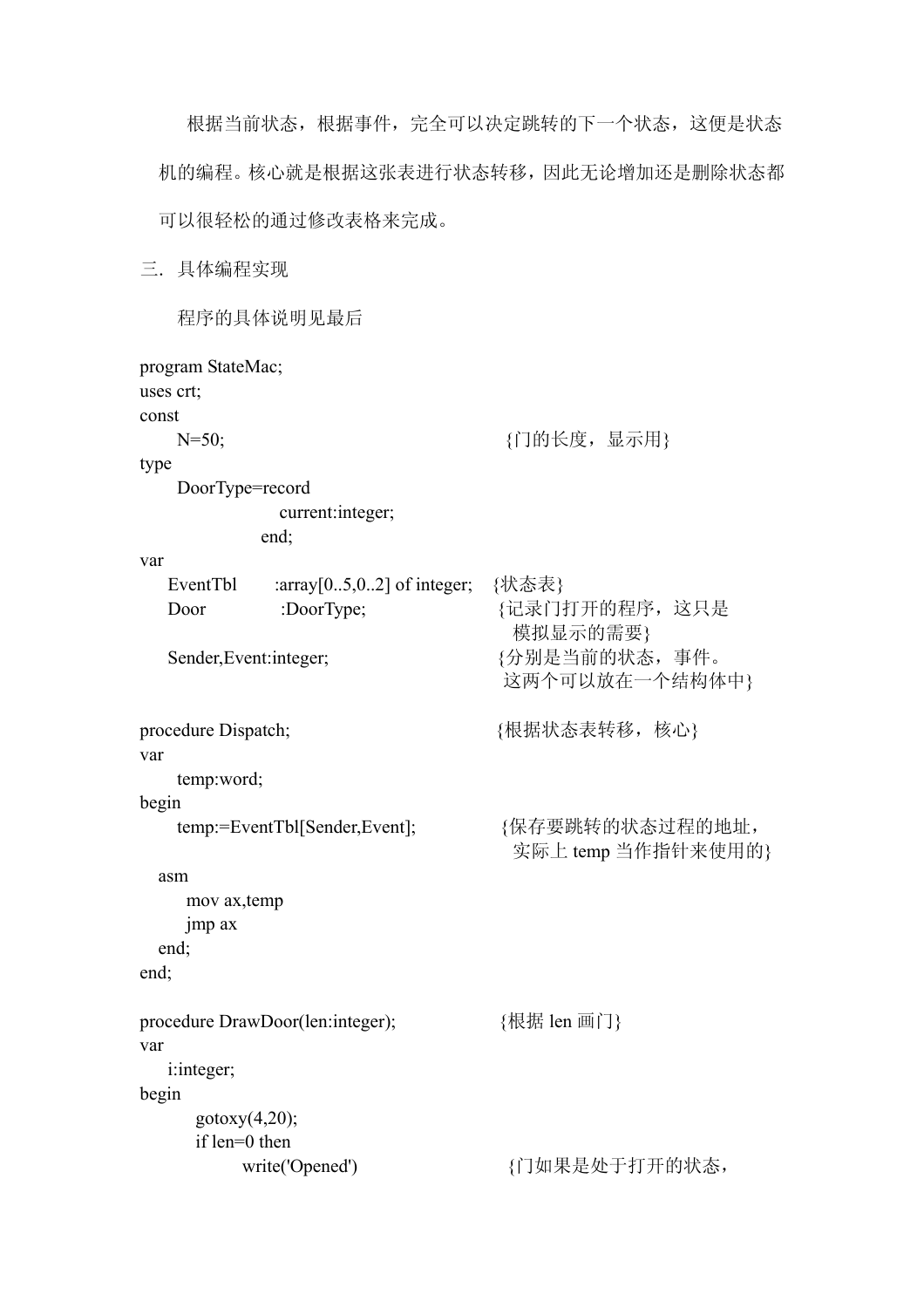根据当前状态，根据事件，完全可以决定跳转的下一个状态，这便是状态机的编程。核心就是根据这张表进行状态转移，因此无论增加还是删除状态都可以很轻松的通过修改表格来完成。

## 三. 具体编程实现

程序的具体说明见最后

```
program StateMac;
uses crt;
const
      N=50;                                    {门的长度，显示用}
type
      DoorType=record
                    current:integer;
                 end;
var
     EventTbl       :array[0..5,0..2] of integer;    {状态表}
     Door           :DoorType;                       {记录门打开的程序，这只是
                                                       模拟显示的需要}
     Sender,Event:integer;                           {分别是当前的状态，事件。
                                                       这两个可以放在一个结构体中}

procedure Dispatch;                                  {根据状态表转移，核心}
var
      temp:word;
begin
      temp:=EventTbl[Sender,Event];                  {保存要跳转的状态过程的地址，
                                                       实际上 temp 当作指针来使用的}
   asm
        mov ax,temp
        jmp ax
   end;
end;

procedure DrawDoor(len:integer);                     {根据 len 画门}
var
     i:integer;
begin
        gotoxy(4,20);
        if len=0 then
              write('Opened')                        {门如果是处于打开的状态，
```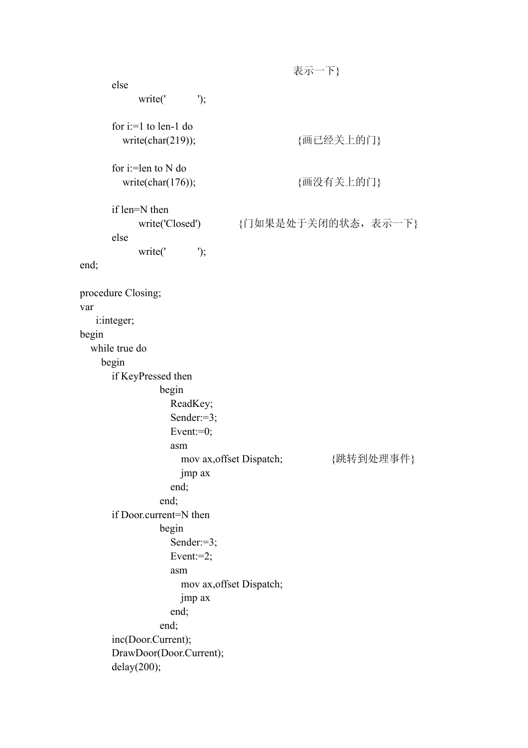```
                                    表示一下}
    else
        write('        ');

    for i:=1 to len-1 do
      write(char(219));                    {画已经关上的门}

    for i:=len to N do
      write(char(176));                    {画没有关上的门}

    if len=N then
        write('Closed')        {门如果是处于关闭的状态，表示一下}
    else
        write('        ');
end;

procedure Closing;
var
    i:integer;
begin
  while true do
    begin
    if KeyPressed then
            begin
              ReadKey;
              Sender:=3;
              Event:=0;
              asm
                mov ax,offset Dispatch;            {跳转到处理事件}
                jmp ax
              end;
            end;
    if Door.current=N then
            begin
              Sender:=3;
              Event:=2;
              asm
                mov ax,offset Dispatch;
                jmp ax
              end;
            end;
    inc(Door.Current);
    DrawDoor(Door.Current);
    delay(200);
```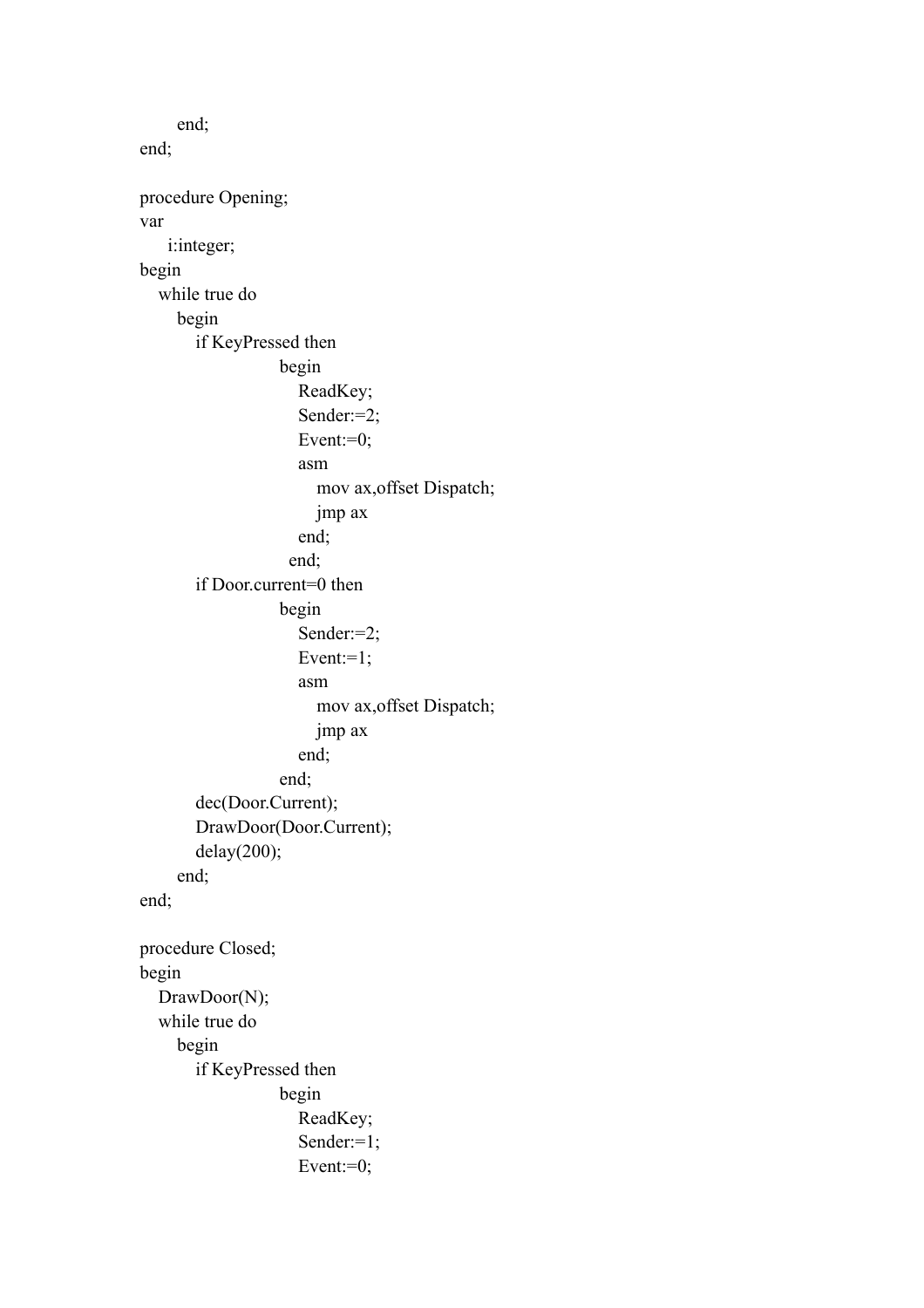```
      end;
end;

procedure Opening;
var
   i:integer;
begin
  while true do
    begin
      if KeyPressed then
              begin
                ReadKey;
                Sender:=2;
                Event:=0;
                asm
                  mov ax,offset Dispatch;
                  jmp ax
                end;
               end;
      if Door.current=0 then
              begin
                Sender:=2;
                Event:=1;
                asm
                  mov ax,offset Dispatch;
                  jmp ax
                end;
              end;
      dec(Door.Current);
      DrawDoor(Door.Current);
      delay(200);
    end;
end;

procedure Closed;
begin
  DrawDoor(N);
  while true do
    begin
      if KeyPressed then
              begin
                ReadKey;
                Sender:=1;
                Event:=0;
```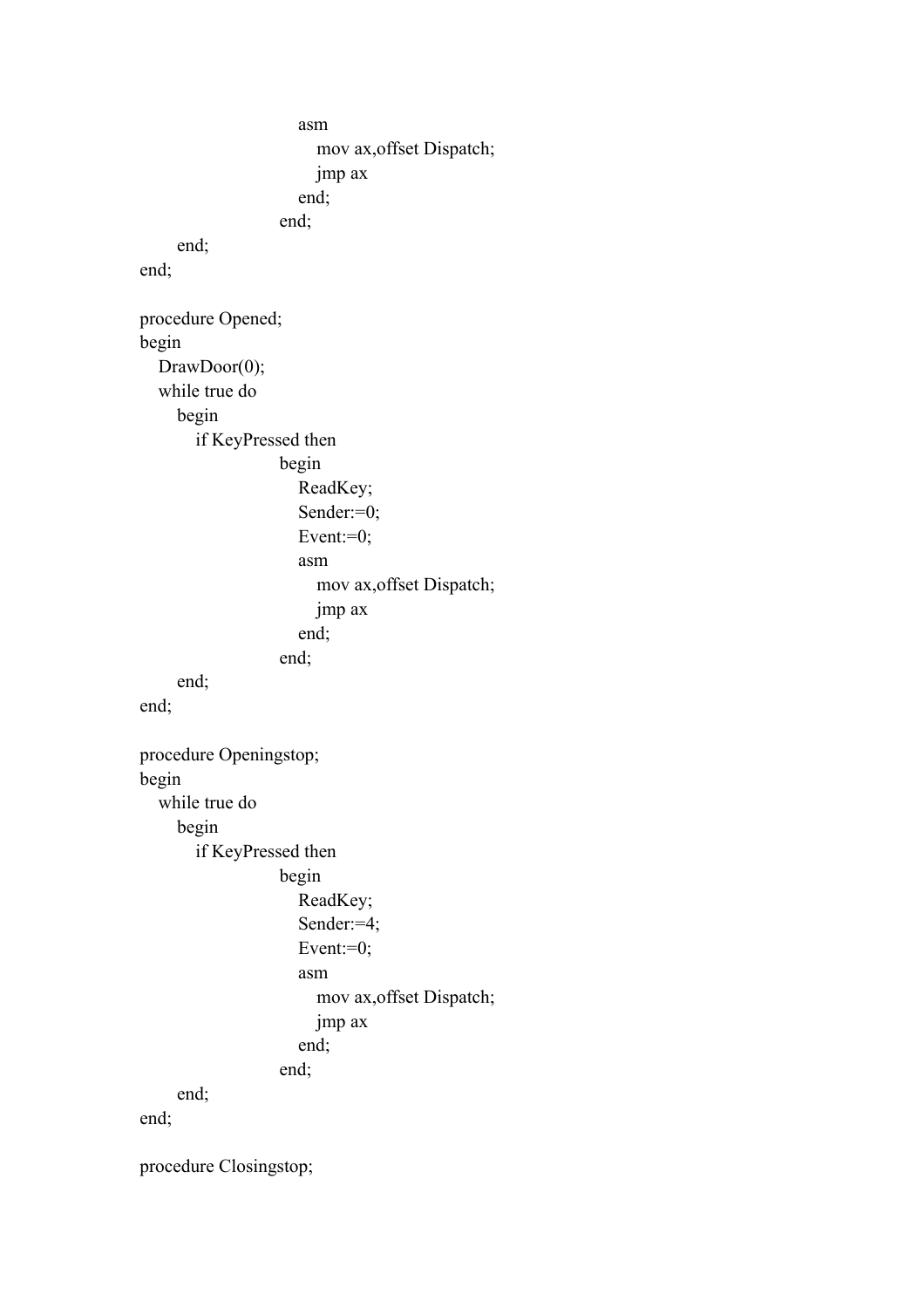```
                asm
                    mov ax,offset Dispatch;
                    jmp ax
                end;
            end;
    end;
end;

procedure Opened;
begin
  DrawDoor(0);
  while true do
    begin
      if KeyPressed then
            begin
              ReadKey;
              Sender:=0;
              Event:=0;
              asm
                mov ax,offset Dispatch;
                jmp ax
              end;
            end;
    end;
end;

procedure Openingstop;
begin
  while true do
    begin
      if KeyPressed then
            begin
              ReadKey;
              Sender:=4;
              Event:=0;
              asm
                mov ax,offset Dispatch;
                jmp ax
              end;
            end;
    end;
end;

procedure Closingstop;
```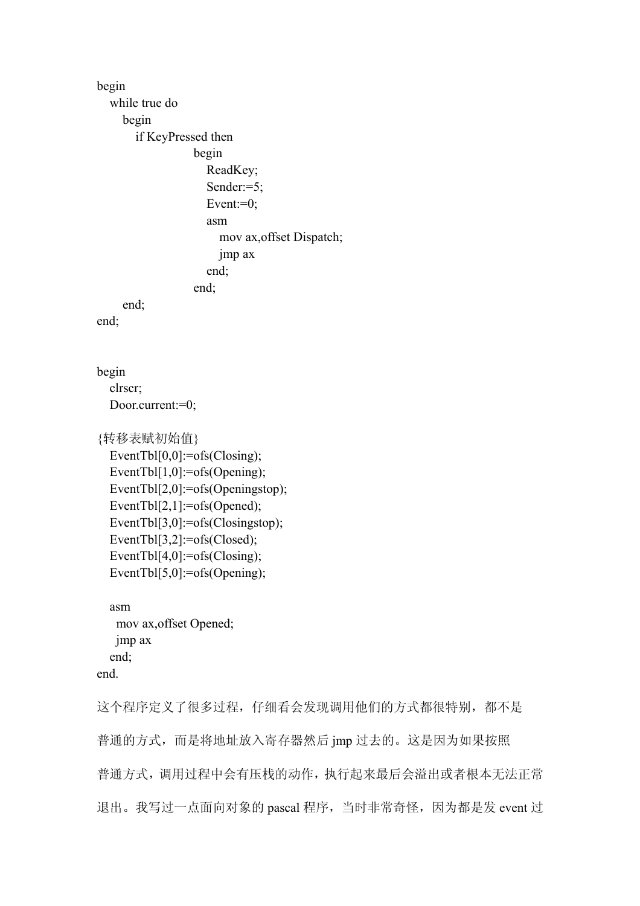```pascal
begin
  while true do
    begin
      if KeyPressed then
              begin
                ReadKey;
                Sender:=5;
                Event:=0;
                asm
                  mov ax,offset Dispatch;
                  jmp ax
                end;
              end;
    end;
end;


begin
  clrscr;
  Door.current:=0;

{转移表赋初始值}
  EventTbl[0,0]:=ofs(Closing);
  EventTbl[1,0]:=ofs(Opening);
  EventTbl[2,0]:=ofs(Openingstop);
  EventTbl[2,1]:=ofs(Opened);
  EventTbl[3,0]:=ofs(Closingstop);
  EventTbl[3,2]:=ofs(Closed);
  EventTbl[4,0]:=ofs(Closing);
  EventTbl[5,0]:=ofs(Opening);

  asm
   mov ax,offset Opened;
   jmp ax
  end;
end.
```

这个程序定义了很多过程，仔细看会发现调用他们的方式都很特别，都不是普通的方式，而是将地址放入寄存器然后 jmp 过去的。这是因为如果按照普通方式，调用过程中会有压栈的动作，执行起来最后会溢出或者根本无法正常退出。我写过一点面向对象的 pascal 程序，当时非常奇怪，因为都是发 event 过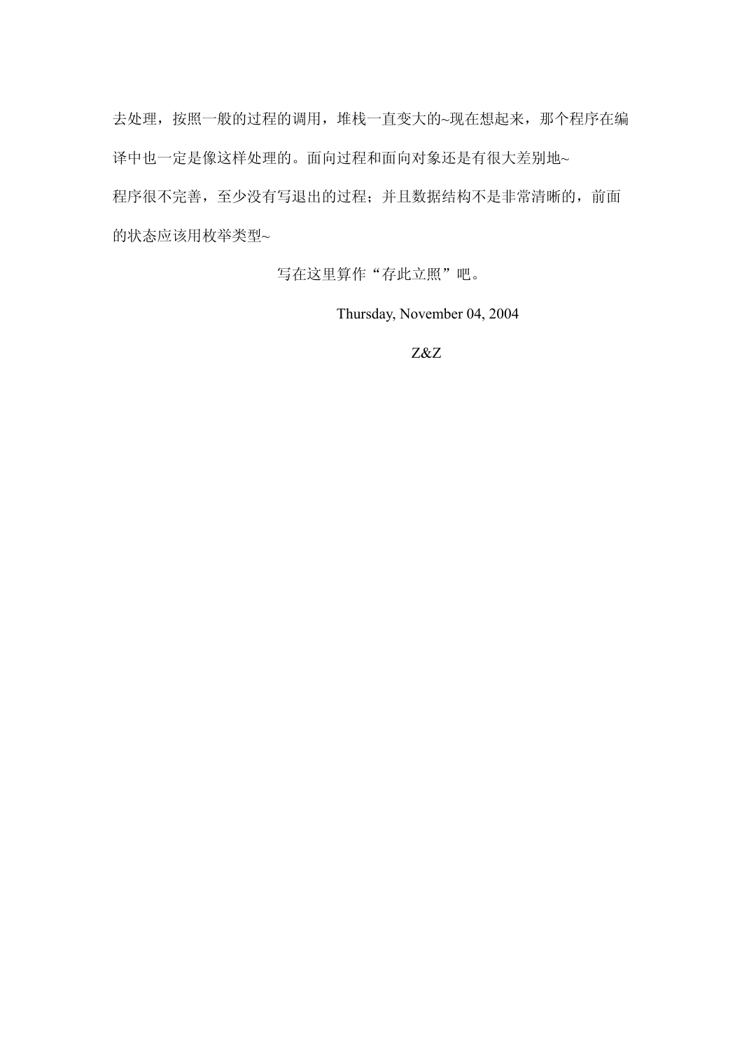去处理，按照一般的过程的调用，堆栈一直变大的~现在想起来，那个程序在编译中也一定是像这样处理的。面向过程和面向对象还是有很大差别地~

程序很不完善，至少没有写退出的过程；并且数据结构不是非常清晰的，前面的状态应该用枚举类型~

写在这里算作“存此立照”吧。

Thursday, November 04, 2004

Z&Z